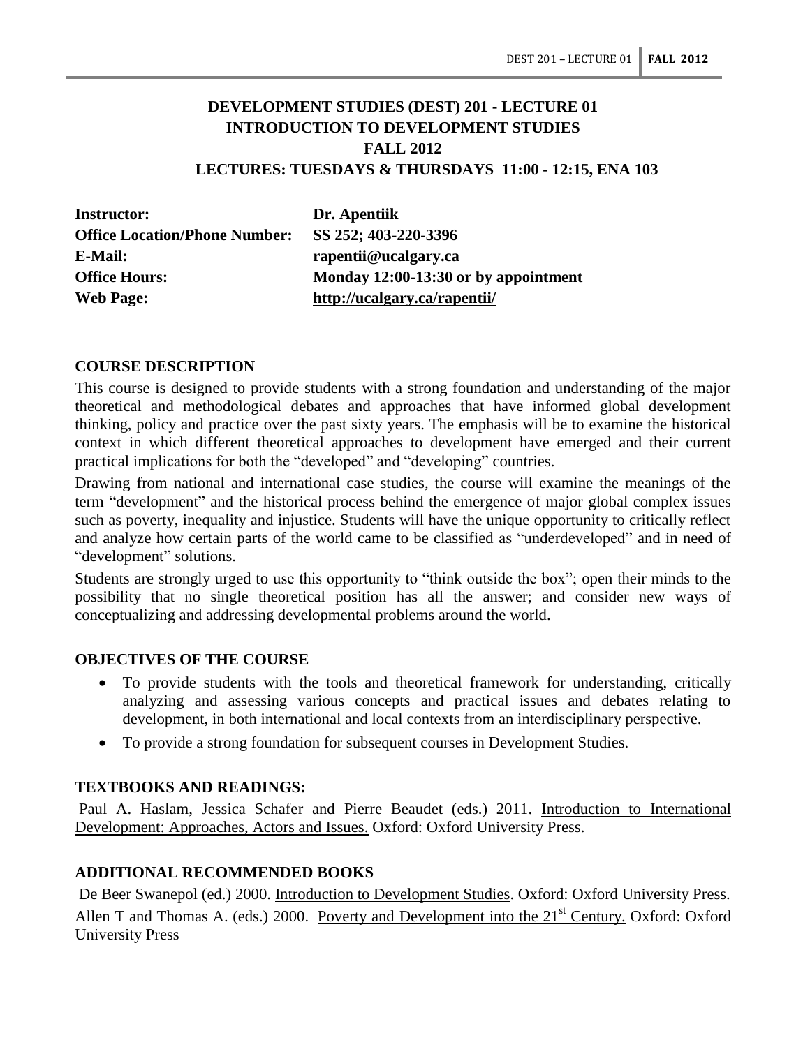# DEVELOPMENT STUDIES (DEST) 201 - LECTURE 01
# INTRODUCTION TO DEVELOPMENT STUDIES
# FALL 2012
## LECTURES: TUESDAYS & THURSDAYS 11:00 - 12:15, ENA 103

| | |
|---|---|
| **Instructor:** | **Dr. Apentiik** |
| **Office Location/Phone Number:** | **SS 252; 403-220-3396** |
| **E-Mail:** | **rapentii@ucalgary.ca** |
| **Office Hours:** | **Monday 12:00-13:30 or by appointment** |
| **Web Page:** | **http://ucalgary.ca/rapentii/** |

### COURSE DESCRIPTION

This course is designed to provide students with a strong foundation and understanding of the major theoretical and methodological debates and approaches that have informed global development thinking, policy and practice over the past sixty years. The emphasis will be to examine the historical context in which different theoretical approaches to development have emerged and their current practical implications for both the "developed" and "developing" countries.

Drawing from national and international case studies, the course will examine the meanings of the term "development" and the historical process behind the emergence of major global complex issues such as poverty, inequality and injustice. Students will have the unique opportunity to critically reflect and analyze how certain parts of the world came to be classified as "underdeveloped" and in need of "development" solutions.

Students are strongly urged to use this opportunity to "think outside the box"; open their minds to the possibility that no single theoretical position has all the answer; and consider new ways of conceptualizing and addressing developmental problems around the world.

### OBJECTIVES OF THE COURSE

- To provide students with the tools and theoretical framework for understanding, critically analyzing and assessing various concepts and practical issues and debates relating to development, in both international and local contexts from an interdisciplinary perspective.
- To provide a strong foundation for subsequent courses in Development Studies.

### TEXTBOOKS AND READINGS:

Paul A. Haslam, Jessica Schafer and Pierre Beaudet (eds.) 2011. Introduction to International Development: Approaches, Actors and Issues. Oxford: Oxford University Press.

### ADDITIONAL RECOMMENDED BOOKS

De Beer Swanepol (ed.) 2000. Introduction to Development Studies. Oxford: Oxford University Press.

Allen T and Thomas A. (eds.) 2000. Poverty and Development into the 21st Century. Oxford: Oxford University Press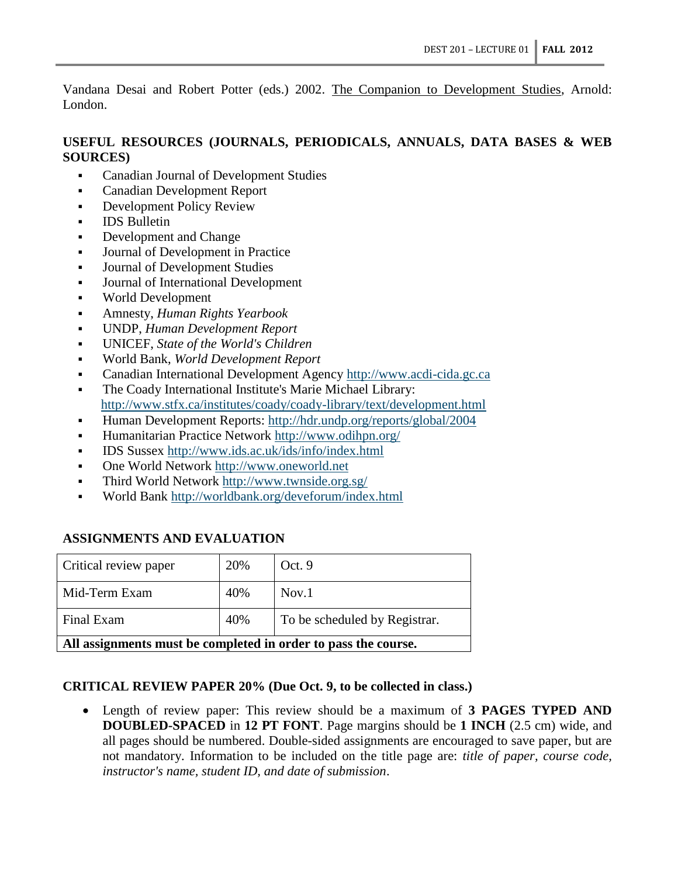Vandana Desai and Robert Potter (eds.) 2002. The Companion to Development Studies, Arnold: London.

**USEFUL RESOURCES (JOURNALS, PERIODICALS, ANNUALS, DATA BASES & WEB SOURCES)**

- Canadian Journal of Development Studies
- Canadian Development Report
- Development Policy Review
- IDS Bulletin
- Development and Change
- Journal of Development in Practice
- Journal of Development Studies
- Journal of International Development
- World Development
- Amnesty, *Human Rights Yearbook*
- UNDP, *Human Development Report*
- UNICEF, *State of the World's Children*
- World Bank, *World Development Report*
- Canadian International Development Agency http://www.acdi-cida.gc.ca
- The Coady International Institute's Marie Michael Library: http://www.stfx.ca/institutes/coady/coady-library/text/development.html
- Human Development Reports: http://hdr.undp.org/reports/global/2004
- Humanitarian Practice Network http://www.odihpn.org/
- IDS Sussex http://www.ids.ac.uk/ids/info/index.html
- One World Network http://www.oneworld.net
- Third World Network http://www.twnside.org.sg/
- World Bank http://worldbank.org/deveforum/index.html

**ASSIGNMENTS AND EVALUATION**

| Critical review paper | 20% | Oct. 9 |
|---|---|---|
| Mid-Term Exam | 40% | Nov.1 |
| Final Exam | 40% | To be scheduled by Registrar. |
| **All assignments must be completed in order to pass the course.** | | |

**CRITICAL REVIEW PAPER 20% (Due Oct. 9, to be collected in class.)**

- Length of review paper: This review should be a maximum of **3 PAGES TYPED AND DOUBLED-SPACED** in **12 PT FONT**. Page margins should be **1 INCH** (2.5 cm) wide, and all pages should be numbered. Double-sided assignments are encouraged to save paper, but are not mandatory. Information to be included on the title page are: *title of paper, course code, instructor's name, student ID, and date of submission*.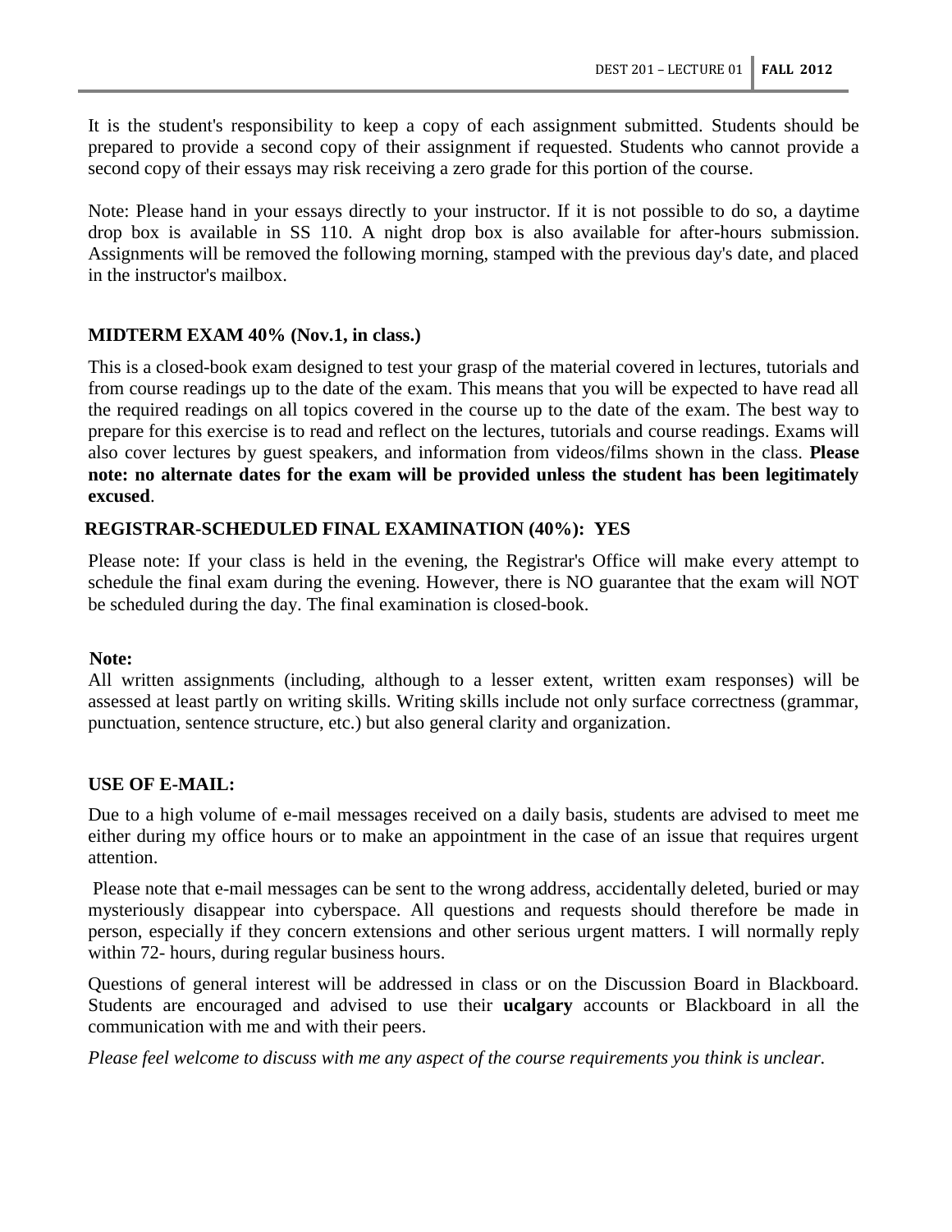It is the student's responsibility to keep a copy of each assignment submitted. Students should be prepared to provide a second copy of their assignment if requested. Students who cannot provide a second copy of their essays may risk receiving a zero grade for this portion of the course.

Note: Please hand in your essays directly to your instructor. If it is not possible to do so, a daytime drop box is available in SS 110. A night drop box is also available for after-hours submission. Assignments will be removed the following morning, stamped with the previous day's date, and placed in the instructor's mailbox.

**MIDTERM EXAM 40% (Nov.1, in class.)**

This is a closed-book exam designed to test your grasp of the material covered in lectures, tutorials and from course readings up to the date of the exam. This means that you will be expected to have read all the required readings on all topics covered in the course up to the date of the exam. The best way to prepare for this exercise is to read and reflect on the lectures, tutorials and course readings. Exams will also cover lectures by guest speakers, and information from videos/films shown in the class. **Please note: no alternate dates for the exam will be provided unless the student has been legitimately excused**.

**REGISTRAR-SCHEDULED FINAL EXAMINATION (40%): YES**

Please note: If your class is held in the evening, the Registrar's Office will make every attempt to schedule the final exam during the evening. However, there is NO guarantee that the exam will NOT be scheduled during the day. The final examination is closed-book.

**Note:**

All written assignments (including, although to a lesser extent, written exam responses) will be assessed at least partly on writing skills. Writing skills include not only surface correctness (grammar, punctuation, sentence structure, etc.) but also general clarity and organization.

**USE OF E-MAIL:**

Due to a high volume of e-mail messages received on a daily basis, students are advised to meet me either during my office hours or to make an appointment in the case of an issue that requires urgent attention.

Please note that e-mail messages can be sent to the wrong address, accidentally deleted, buried or may mysteriously disappear into cyberspace. All questions and requests should therefore be made in person, especially if they concern extensions and other serious urgent matters. I will normally reply within 72- hours, during regular business hours.

Questions of general interest will be addressed in class or on the Discussion Board in Blackboard. Students are encouraged and advised to use their **ucalgary** accounts or Blackboard in all the communication with me and with their peers.

*Please feel welcome to discuss with me any aspect of the course requirements you think is unclear.*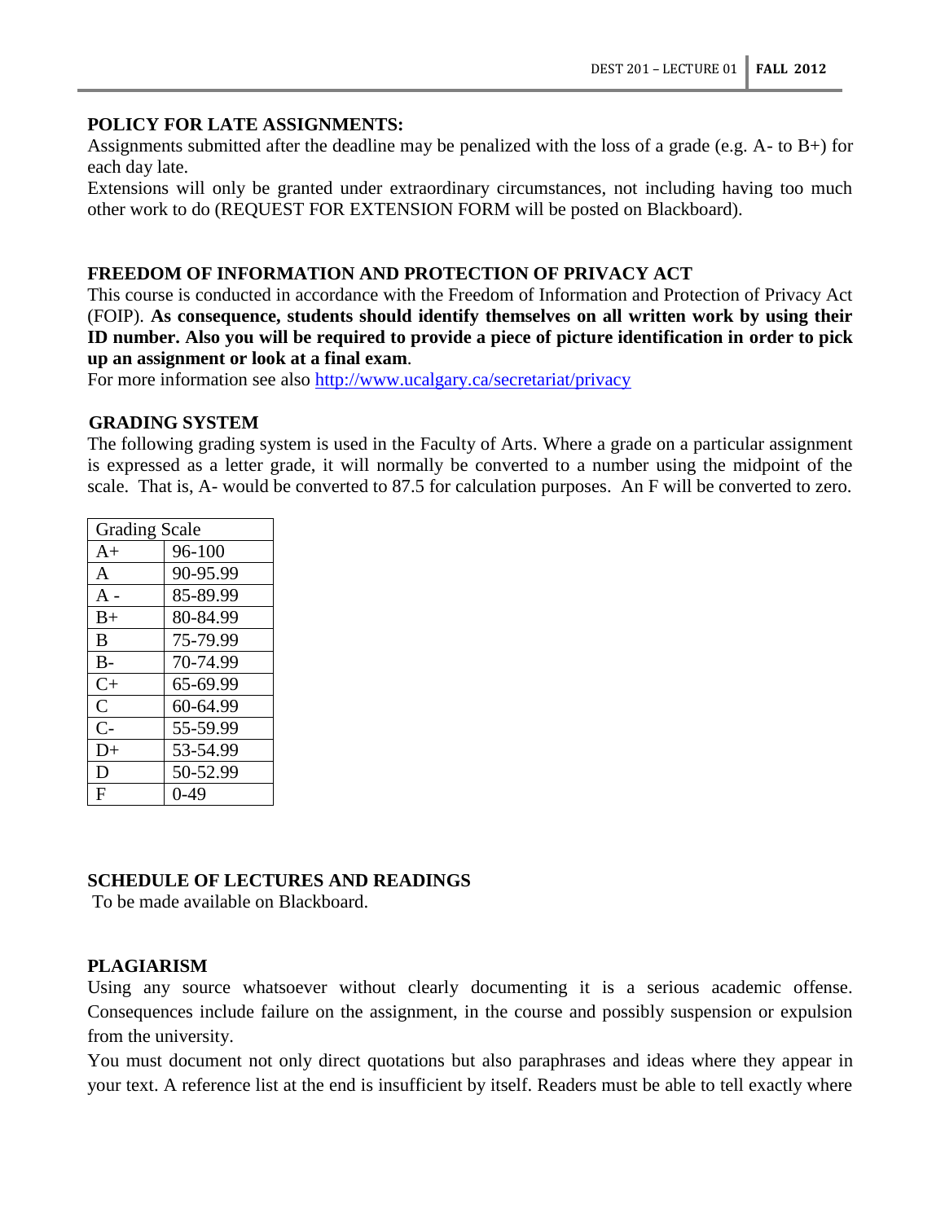## POLICY FOR LATE ASSIGNMENTS:

Assignments submitted after the deadline may be penalized with the loss of a grade (e.g. A- to B+) for each day late.

Extensions will only be granted under extraordinary circumstances, not including having too much other work to do (REQUEST FOR EXTENSION FORM will be posted on Blackboard).

## FREEDOM OF INFORMATION AND PROTECTION OF PRIVACY ACT

This course is conducted in accordance with the Freedom of Information and Protection of Privacy Act (FOIP). **As consequence, students should identify themselves on all written work by using their ID number. Also you will be required to provide a piece of picture identification in order to pick up an assignment or look at a final exam**.

For more information see also http://www.ucalgary.ca/secretariat/privacy

## GRADING SYSTEM

The following grading system is used in the Faculty of Arts. Where a grade on a particular assignment is expressed as a letter grade, it will normally be converted to a number using the midpoint of the scale. That is, A- would be converted to 87.5 for calculation purposes. An F will be converted to zero.

| Grading Scale | |
|---|---|
| A+ | 96-100 |
| A | 90-95.99 |
| A - | 85-89.99 |
| B+ | 80-84.99 |
| B | 75-79.99 |
| B- | 70-74.99 |
| C+ | 65-69.99 |
| C | 60-64.99 |
| C- | 55-59.99 |
| D+ | 53-54.99 |
| D | 50-52.99 |
| F | 0-49 |

## SCHEDULE OF LECTURES AND READINGS

To be made available on Blackboard.

## PLAGIARISM

Using any source whatsoever without clearly documenting it is a serious academic offense. Consequences include failure on the assignment, in the course and possibly suspension or expulsion from the university.

You must document not only direct quotations but also paraphrases and ideas where they appear in your text. A reference list at the end is insufficient by itself. Readers must be able to tell exactly where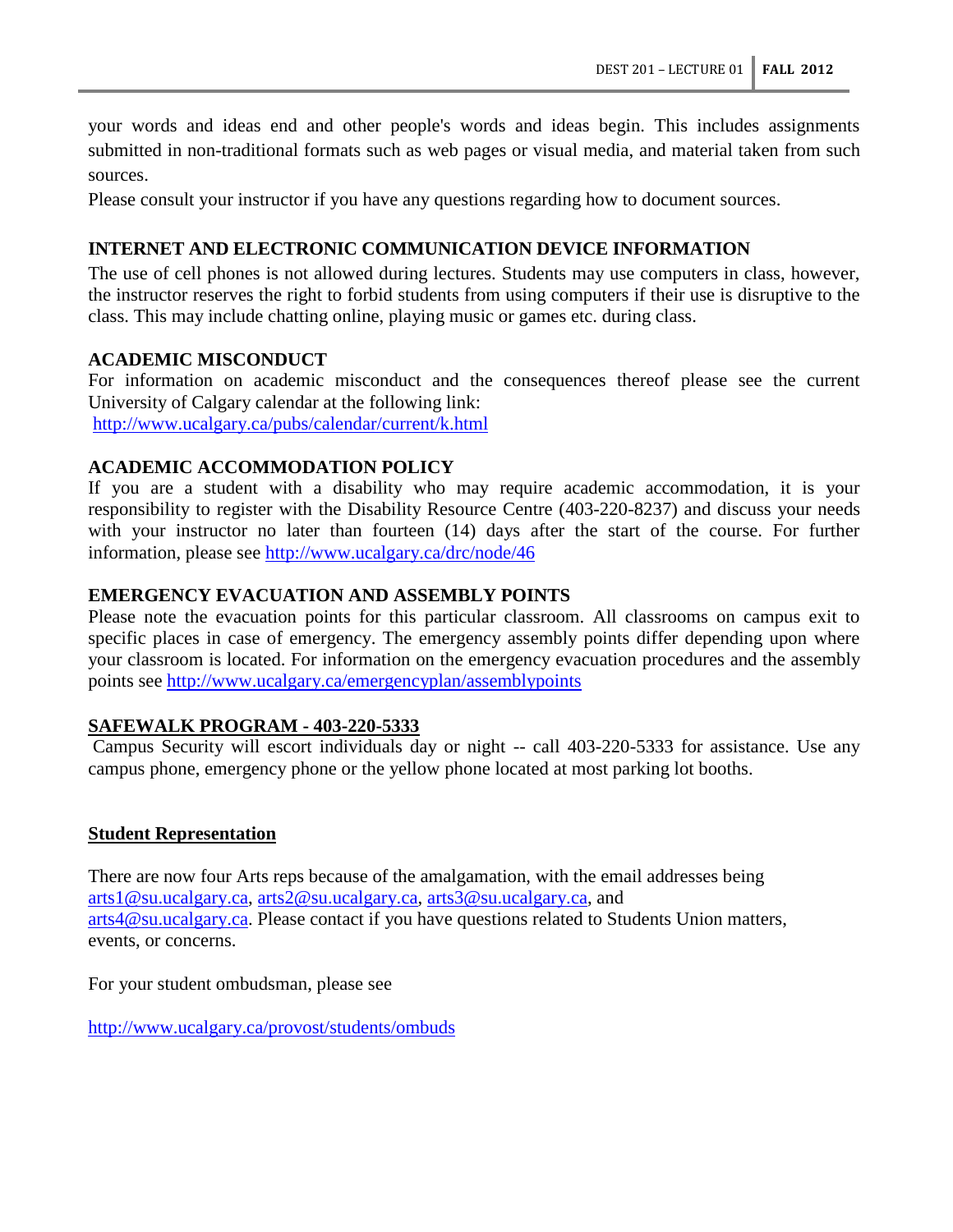your words and ideas end and other people's words and ideas begin. This includes assignments submitted in non-traditional formats such as web pages or visual media, and material taken from such sources.

Please consult your instructor if you have any questions regarding how to document sources.

## INTERNET AND ELECTRONIC COMMUNICATION DEVICE INFORMATION

The use of cell phones is not allowed during lectures. Students may use computers in class, however, the instructor reserves the right to forbid students from using computers if their use is disruptive to the class. This may include chatting online, playing music or games etc. during class.

## ACADEMIC MISCONDUCT

For information on academic misconduct and the consequences thereof please see the current University of Calgary calendar at the following link:

http://www.ucalgary.ca/pubs/calendar/current/k.html

## ACADEMIC ACCOMMODATION POLICY

If you are a student with a disability who may require academic accommodation, it is your responsibility to register with the Disability Resource Centre (403-220-8237) and discuss your needs with your instructor no later than fourteen (14) days after the start of the course. For further information, please see http://www.ucalgary.ca/drc/node/46

## EMERGENCY EVACUATION AND ASSEMBLY POINTS

Please note the evacuation points for this particular classroom. All classrooms on campus exit to specific places in case of emergency. The emergency assembly points differ depending upon where your classroom is located. For information on the emergency evacuation procedures and the assembly points see http://www.ucalgary.ca/emergencyplan/assemblypoints

## SAFEWALK PROGRAM - 403-220-5333

Campus Security will escort individuals day or night -- call 403-220-5333 for assistance. Use any campus phone, emergency phone or the yellow phone located at most parking lot booths.

## Student Representation

There are now four Arts reps because of the amalgamation, with the email addresses being arts1@su.ucalgary.ca, arts2@su.ucalgary.ca, arts3@su.ucalgary.ca, and arts4@su.ucalgary.ca. Please contact if you have questions related to Students Union matters, events, or concerns.

For your student ombudsman, please see

http://www.ucalgary.ca/provost/students/ombuds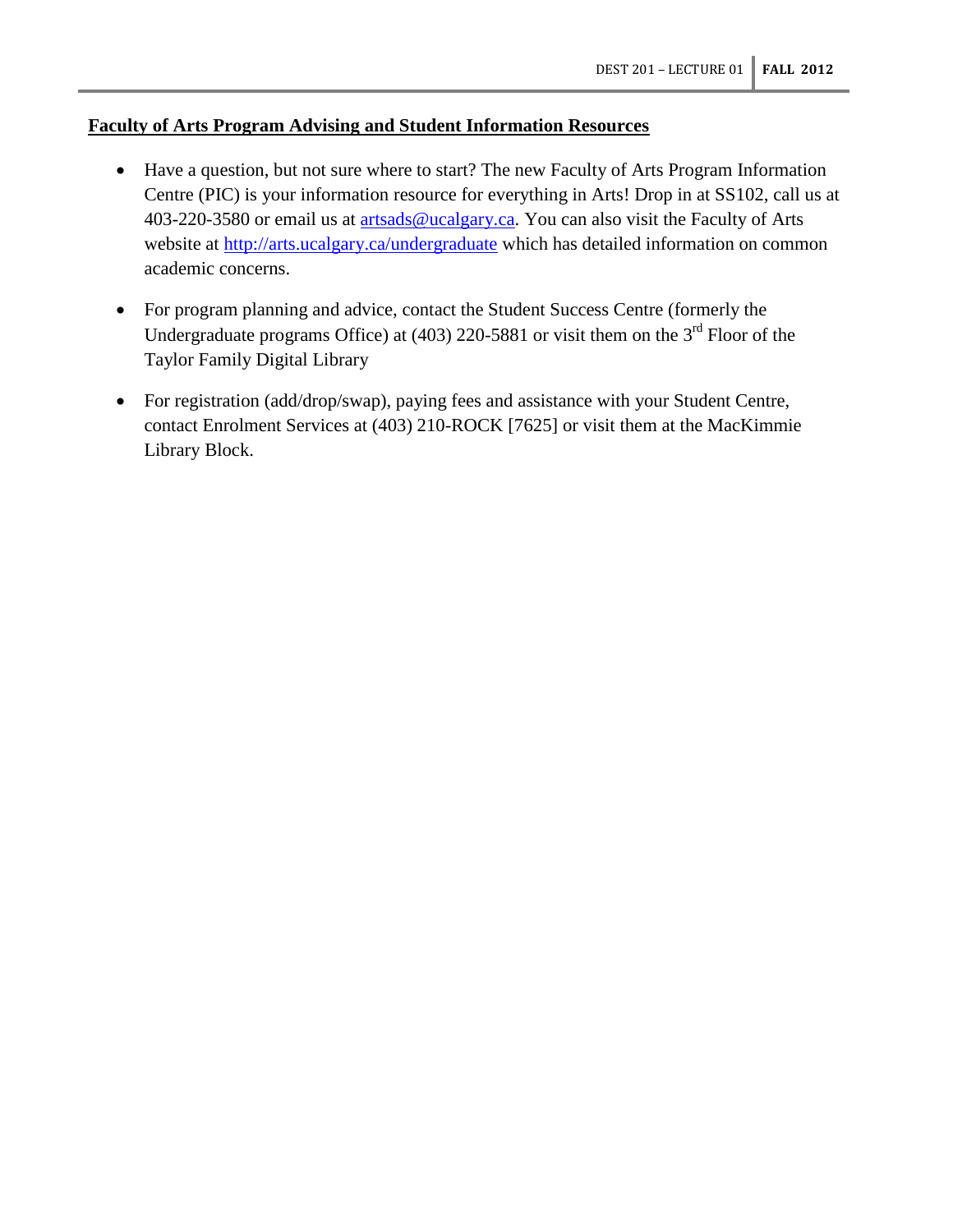**Faculty of Arts Program Advising and Student Information Resources**

- Have a question, but not sure where to start? The new Faculty of Arts Program Information Centre (PIC) is your information resource for everything in Arts! Drop in at SS102, call us at 403-220-3580 or email us at artsads@ucalgary.ca. You can also visit the Faculty of Arts website at http://arts.ucalgary.ca/undergraduate which has detailed information on common academic concerns.

- For program planning and advice, contact the Student Success Centre (formerly the Undergraduate programs Office) at (403) 220-5881 or visit them on the 3rd Floor of the Taylor Family Digital Library

- For registration (add/drop/swap), paying fees and assistance with your Student Centre, contact Enrolment Services at (403) 210-ROCK [7625] or visit them at the MacKimmie Library Block.